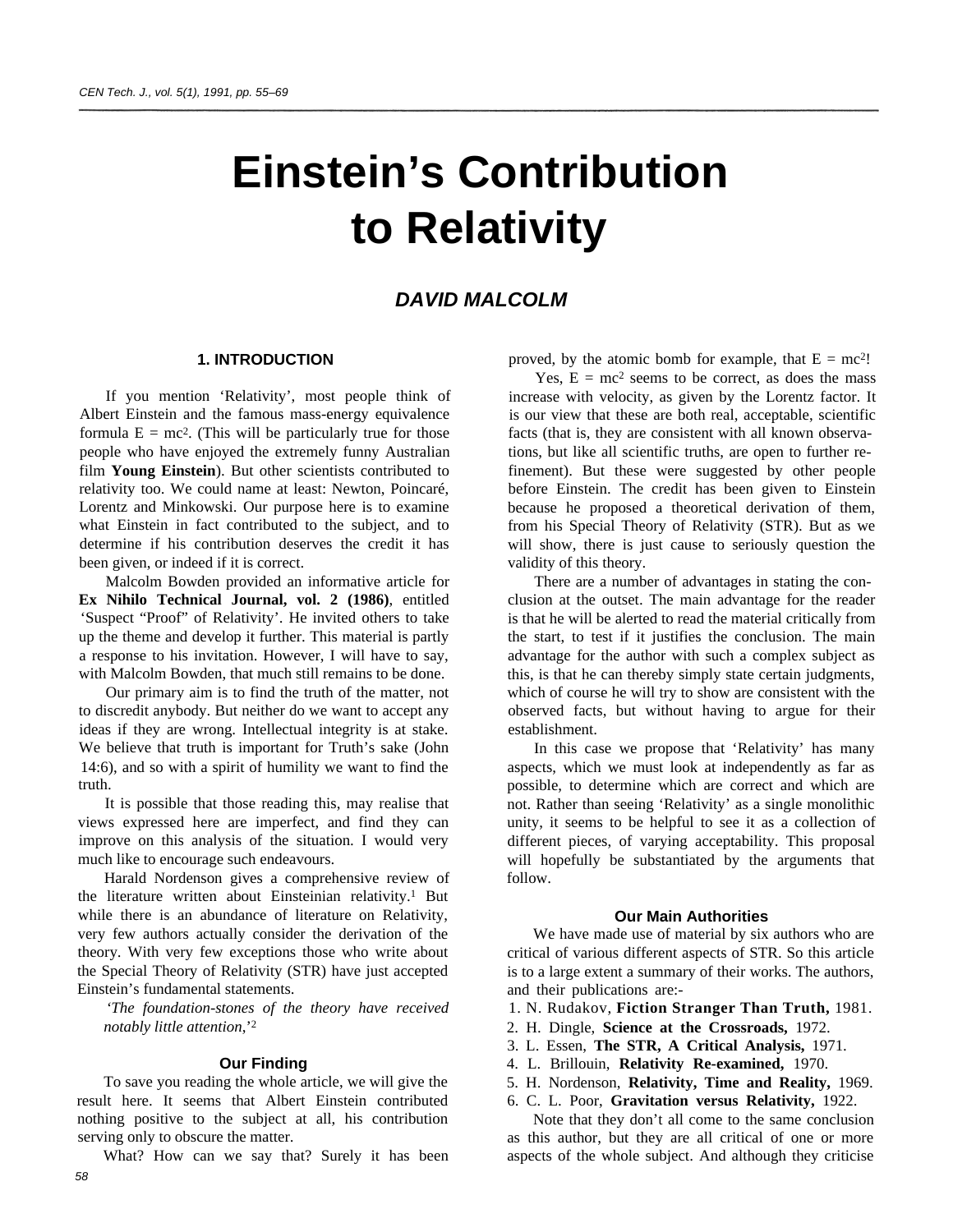# Einstein's Contribution to Relativity

### DAVID MALCOLM

## 1. INTRODUCTION

If you mention 'Relativity', most people think of Albert Einstein and the famous mass-energy equivalence formula $E = mc^2$. (This will be particularly true for those people who have enjoyed the extremely funny Australian film **Young Einstein**). But other scientists contributed to relativity too. We could name at least: Newton, Poincaré, Lorentz and Minkowski. Our purpose here is to examine what Einstein in fact contributed to the subject, and to determine if his contribution deserves the credit it has been given, or indeed if it is correct.

Malcolm Bowden provided an informative article for **Ex Nihilo Technical Journal, vol. 2 (1986)**, entitled 'Suspect "Proof" of Relativity'. He invited others to take up the theme and develop it further. This material is partly a response to his invitation. However, I will have to say, with Malcolm Bowden, that much still remains to be done.

Our primary aim is to find the truth of the matter, not to discredit anybody. But neither do we want to accept any ideas if they are wrong. Intellectual integrity is at stake. We believe that truth is important for Truth's sake (John 14:6), and so with a spirit of humility we want to find the truth.

It is possible that those reading this, may realise that views expressed here are imperfect, and find they can improve on this analysis of the situation. I would very much like to encourage such endeavours.

Harald Nordenson gives a comprehensive review of the literature written about Einsteinian relativity.[1] But while there is an abundance of literature on Relativity, very few authors actually consider the derivation of the theory. With very few exceptions those who write about the Special Theory of Relativity (STR) have just accepted Einstein's fundamental statements.

> *'The foundation-stones of the theory have received notably little attention,'*[2]

### Our Finding

To save you reading the whole article, we will give the result here. It seems that Albert Einstein contributed nothing positive to the subject at all, his contribution serving only to obscure the matter.

What? How can we say that? Surely it has been proved, by the atomic bomb for example, that $E = mc^2$!

Yes, $E = mc^2$ seems to be correct, as does the mass increase with velocity, as given by the Lorentz factor. It is our view that these are both real, acceptable, scientific facts (that is, they are consistent with all known observations, but like all scientific truths, are open to further refinement). But these were suggested by other people before Einstein. The credit has been given to Einstein because he proposed a theoretical derivation of them, from his Special Theory of Relativity (STR). But as we will show, there is just cause to seriously question the validity of this theory.

There are a number of advantages in stating the conclusion at the outset. The main advantage for the reader is that he will be alerted to read the material critically from the start, to test if it justifies the conclusion. The main advantage for the author with such a complex subject as this, is that he can thereby simply state certain judgments, which of course he will try to show are consistent with the observed facts, but without having to argue for their establishment.

In this case we propose that 'Relativity' has many aspects, which we must look at independently as far as possible, to determine which are correct and which are not. Rather than seeing 'Relativity' as a single monolithic unity, it seems to be helpful to see it as a collection of different pieces, of varying acceptability. This proposal will hopefully be substantiated by the arguments that follow.

### Our Main Authorities

We have made use of material by six authors who are critical of various different aspects of STR. So this article is to a large extent a summary of their works. The authors, and their publications are:-

1. N. Rudakov, **Fiction Stranger Than Truth,** 1981.
2. H. Dingle, **Science at the Crossroads,** 1972.
3. L. Essen, **The STR, A Critical Analysis,** 1971.
4. L. Brillouin, **Relativity Re-examined,** 1970.
5. H. Nordenson, **Relativity, Time and Reality,** 1969.
6. C. L. Poor, **Gravitation versus Relativity,** 1922.

Note that they don't all come to the same conclusion as this author, but they are all critical of one or more aspects of the whole subject. And although they criticise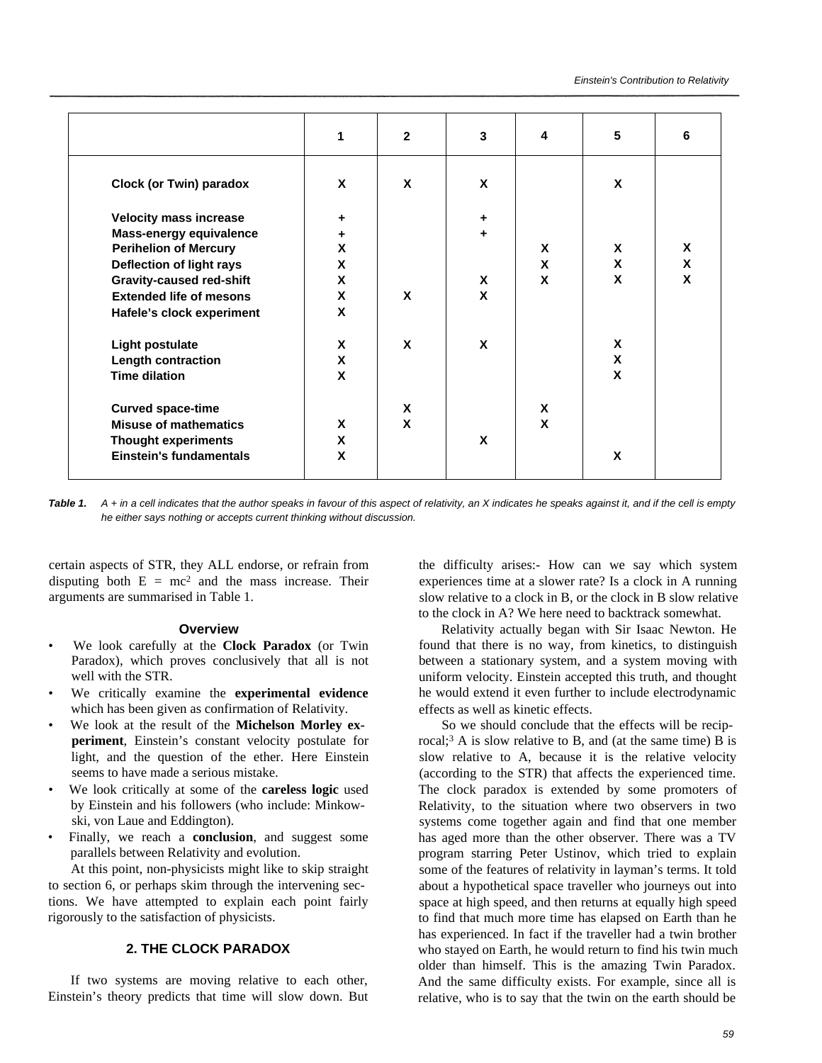| | 1 | 2 | 3 | 4 | 5 | 6 |
|---|---|---|---|---|---|---|
| **Clock (or Twin) paradox** | X | X | X | | X | |
| **Velocity mass increase** | + | | + | | | |
| **Mass-energy equivalence** | + | | + | | | |
| **Perihelion of Mercury** | X | | | X | X | X |
| **Deflection of light rays** | X | | | X | X | X |
| **Gravity-caused red-shift** | X | | X | X | X | X |
| **Extended life of mesons** | X | X | X | | | |
| **Hafele's clock experiment** | X | | | | | |
| **Light postulate** | X | X | X | | X | |
| **Length contraction** | X | | | | X | |
| **Time dilation** | X | | | | X | |
| **Curved space-time** | | X | | X | | |
| **Misuse of mathematics** | X | X | | X | | |
| **Thought experiments** | X | | X | | | |
| **Einstein's fundamentals** | X | | | | X | |

***Table 1.*** *A + in a cell indicates that the author speaks in favour of this aspect of relativity, an X indicates he speaks against it, and if the cell is empty he either says nothing or accepts current thinking without discussion.*

certain aspects of STR, they ALL endorse, or refrain from disputing both $E = mc^2$ and the mass increase. Their arguments are summarised in Table 1.

### Overview

- We look carefully at the **Clock Paradox** (or Twin Paradox), which proves conclusively that all is not well with the STR.
- We critically examine the **experimental evidence** which has been given as confirmation of Relativity.
- We look at the result of the **Michelson Morley experiment**, Einstein's constant velocity postulate for light, and the question of the ether. Here Einstein seems to have made a serious mistake.
- We look critically at some of the **careless logic** used by Einstein and his followers (who include: Minkowski, von Laue and Eddington).
- Finally, we reach a **conclusion**, and suggest some parallels between Relativity and evolution.

At this point, non-physicists might like to skip straight to section 6, or perhaps skim through the intervening sections. We have attempted to explain each point fairly rigorously to the satisfaction of physicists.

## 2. THE CLOCK PARADOX

If two systems are moving relative to each other, Einstein's theory predicts that time will slow down. But the difficulty arises:- How can we say which system experiences time at a slower rate? Is a clock in A running slow relative to a clock in B, or the clock in B slow relative to the clock in A? We here need to backtrack somewhat.

Relativity actually began with Sir Isaac Newton. He found that there is no way, from kinetics, to distinguish between a stationary system, and a system moving with uniform velocity. Einstein accepted this truth, and thought he would extend it even further to include electrodynamic effects as well as kinetic effects.

So we should conclude that the effects will be reciprocal;[3] A is slow relative to B, and (at the same time) B is slow relative to A, because it is the relative velocity (according to the STR) that affects the experienced time. The clock paradox is extended by some promoters of Relativity, to the situation where two observers in two systems come together again and find that one member has aged more than the other observer. There was a TV program starring Peter Ustinov, which tried to explain some of the features of relativity in layman's terms. It told about a hypothetical space traveller who journeys out into space at high speed, and then returns at equally high speed to find that much more time has elapsed on Earth than he has experienced. In fact if the traveller had a twin brother who stayed on Earth, he would return to find his twin much older than himself. This is the amazing Twin Paradox. And the same difficulty exists. For example, since all is relative, who is to say that the twin on the earth should be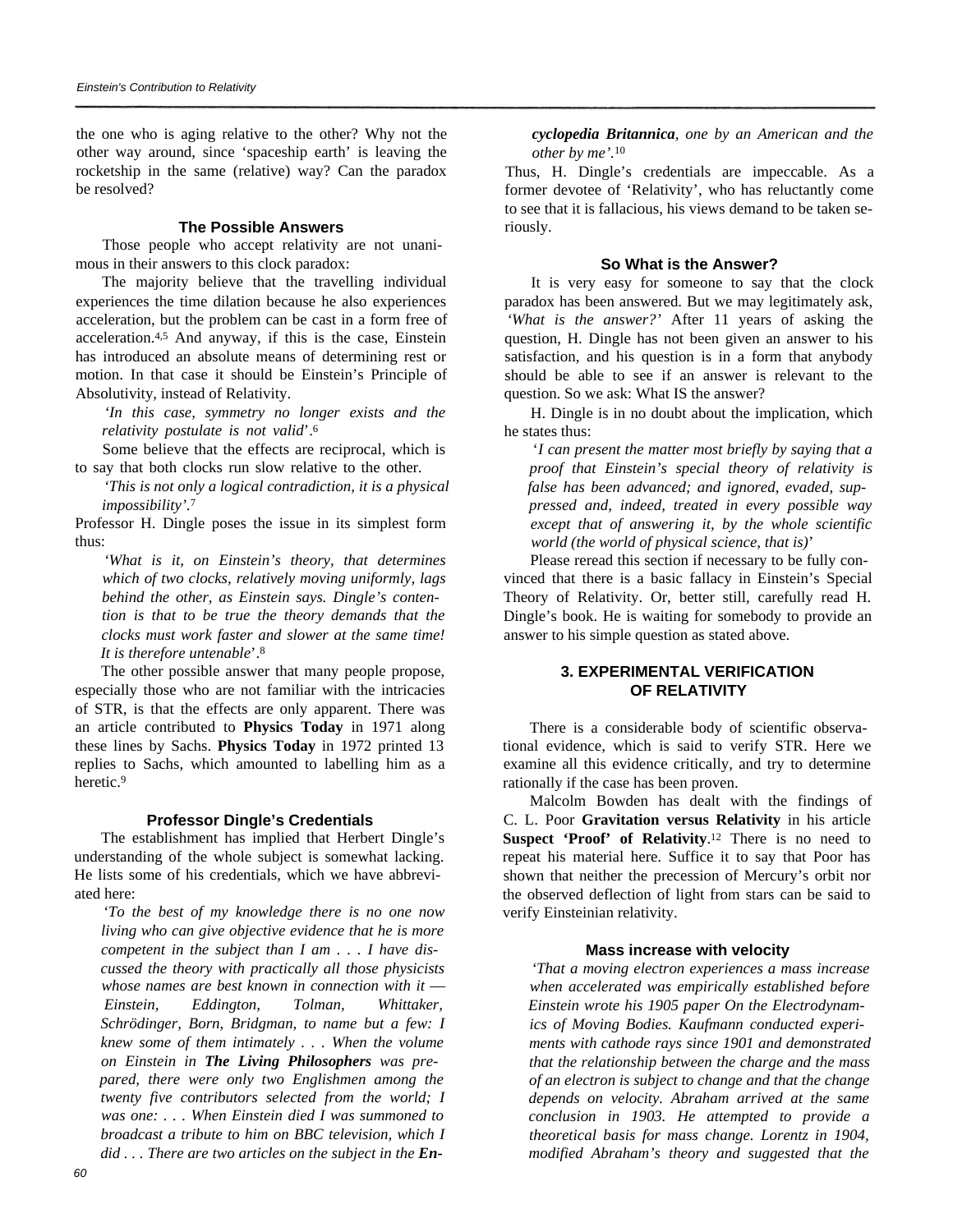the one who is aging relative to the other? Why not the other way around, since 'spaceship earth' is leaving the rocketship in the same (relative) way? Can the paradox be resolved?

### The Possible Answers

Those people who accept relativity are not unanimous in their answers to this clock paradox:

The majority believe that the travelling individual experiences the time dilation because he also experiences acceleration, but the problem can be cast in a form free of acceleration.[4,5] And anyway, if this is the case, Einstein has introduced an absolute means of determining rest or motion. In that case it should be Einstein's Principle of Absolutivity, instead of Relativity.

> *'In this case, symmetry no longer exists and the relativity postulate is not valid'*.[6]

Some believe that the effects are reciprocal, which is to say that both clocks run slow relative to the other.

> *'This is not only a logical contradiction, it is a physical impossibility'*.[7]

Professor H. Dingle poses the issue in its simplest form thus:

> *'What is it, on Einstein's theory, that determines which of two clocks, relatively moving uniformly, lags behind the other, as Einstein says. Dingle's contention is that to be true the theory demands that the clocks must work faster and slower at the same time! It is therefore untenable'*.[8]

The other possible answer that many people propose, especially those who are not familiar with the intricacies of STR, is that the effects are only apparent. There was an article contributed to **Physics Today** in 1971 along these lines by Sachs. **Physics Today** in 1972 printed 13 replies to Sachs, which amounted to labelling him as a heretic.[9]

### Professor Dingle's Credentials

The establishment has implied that Herbert Dingle's understanding of the whole subject is somewhat lacking. He lists some of his credentials, which we have abbreviated here:

> *'To the best of my knowledge there is no one now living who can give objective evidence that he is more competent in the subject than I am . . . I have discussed the theory with practically all those physicists whose names are best known in connection with it — Einstein, Eddington, Tolman, Whittaker, Schrödinger, Born, Bridgman, to name but a few: I knew some of them intimately . . . When the volume on Einstein in **The Living Philosophers** was prepared, there were only two Englishmen among the twenty five contributors selected from the world; I was one: . . . When Einstein died I was summoned to broadcast a tribute to him on BBC television, which I did . . . There are two articles on the subject in the **Encyclopedia Britannica**, one by an American and the other by me'*.[10]

Thus, H. Dingle's credentials are impeccable. As a former devotee of 'Relativity', who has reluctantly come to see that it is fallacious, his views demand to be taken seriously.

### So What is the Answer?

It is very easy for someone to say that the clock paradox has been answered. But we may legitimately ask, *'What is the answer?'* After 11 years of asking the question, H. Dingle has not been given an answer to his satisfaction, and his question is in a form that anybody should be able to see if an answer is relevant to the question. So we ask: What IS the answer?

H. Dingle is in no doubt about the implication, which he states thus:

> *'I can present the matter most briefly by saying that a proof that Einstein's special theory of relativity is false has been advanced; and ignored, evaded, suppressed and, indeed, treated in every possible way except that of answering it, by the whole scientific world (the world of physical science, that is)'*

Please reread this section if necessary to be fully convinced that there is a basic fallacy in Einstein's Special Theory of Relativity. Or, better still, carefully read H. Dingle's book. He is waiting for somebody to provide an answer to his simple question as stated above.

## 3. EXPERIMENTAL VERIFICATION OF RELATIVITY

There is a considerable body of scientific observational evidence, which is said to verify STR. Here we examine all this evidence critically, and try to determine rationally if the case has been proven.

Malcolm Bowden has dealt with the findings of C. L. Poor **Gravitation versus Relativity** in his article **Suspect 'Proof' of Relativity**.[12] There is no need to repeat his material here. Suffice it to say that Poor has shown that neither the precession of Mercury's orbit nor the observed deflection of light from stars can be said to verify Einsteinian relativity.

### Mass increase with velocity

> *'That a moving electron experiences a mass increase when accelerated was empirically established before Einstein wrote his 1905 paper On the Electrodynamics of Moving Bodies. Kaufmann conducted experiments with cathode rays since 1901 and demonstrated that the relationship between the charge and the mass of an electron is subject to change and that the change depends on velocity. Abraham arrived at the same conclusion in 1903. He attempted to provide a theoretical basis for mass change. Lorentz in 1904, modified Abraham's theory and suggested that the*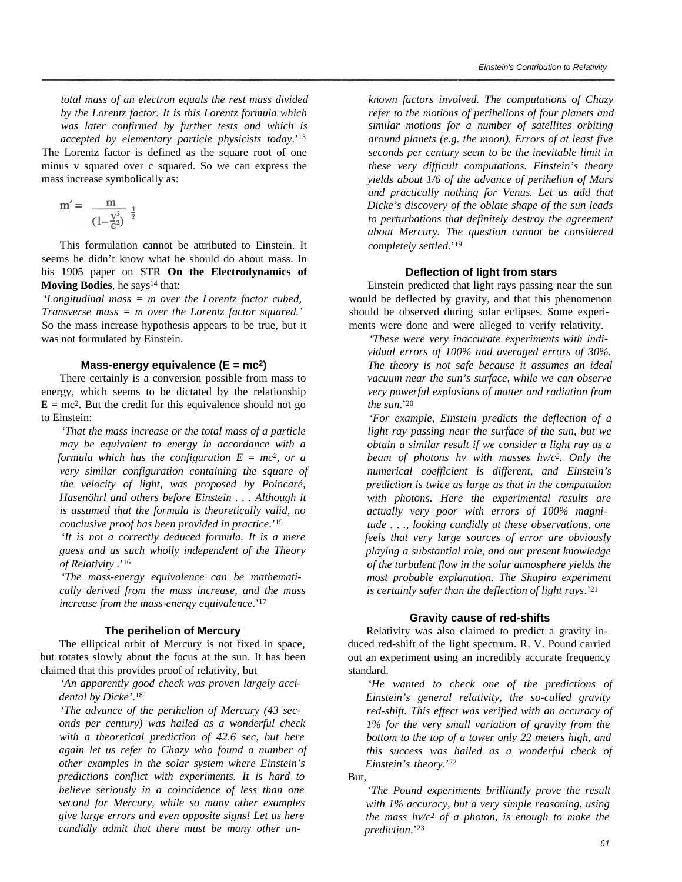*total mass of an electron equals the rest mass divided by the Lorentz factor. It is this Lorentz formula which was later confirmed by further tests and which is accepted by elementary particle physicists today*.'[13]

The Lorentz factor is defined as the square root of one minus v squared over c squared. So we can express the mass increase symbolically as:

$$m' = \frac{m}{\left(1 - \frac{v^2}{c^2}\right)^{\frac{1}{2}}}$$

This formulation cannot be attributed to Einstein. It seems he didn't know what he should do about mass. In his 1905 paper on STR **On the Electrodynamics of Moving Bodies**, he says[14] that:

*'Longitudinal mass = m over the Lorentz factor cubed, Transverse mass = m over the Lorentz factor squared.'*

So the mass increase hypothesis appears to be true, but it was not formulated by Einstein.

### Mass-energy equivalence ($E = mc^2$)

There certainly is a conversion possible from mass to energy, which seems to be dictated by the relationship $E = mc^2$. But the credit for this equivalence should not go to Einstein:

*'That the mass increase or the total mass of a particle may be equivalent to energy in accordance with a formula which has the configuration $E = mc^2$, or a very similar configuration containing the square of the velocity of light, was proposed by Poincaré, Hasenöhrl and others before Einstein . . . Although it is assumed that the formula is theoretically valid, no conclusive proof has been provided in practice*.'[15]

*'It is not a correctly deduced formula. It is a mere guess and as such wholly independent of the Theory of Relativity* .'[16]

*'The mass-energy equivalence can be mathematically derived from the mass increase, and the mass increase from the mass-energy equivalence*.'[17]

### The perihelion of Mercury

The elliptical orbit of Mercury is not fixed in space, but rotates slowly about the focus at the sun. It has been claimed that this provides proof of relativity, but

*'An apparently good check was proven largely accidental by Dicke'*.[18]

*'The advance of the perihelion of Mercury (43 seconds per century) was hailed as a wonderful check with a theoretical prediction of 42.6 sec, but here again let us refer to Chazy who found a number of other examples in the solar system where Einstein's predictions conflict with experiments. It is hard to believe seriously in a coincidence of less than one second for Mercury, while so many other examples give large errors and even opposite signs! Let us here candidly admit that there must be many other unknown factors involved. The computations of Chazy refer to the motions of perihelions of four planets and similar motions for a number of satellites orbiting around planets (e.g. the moon). Errors of at least five seconds per century seem to be the inevitable limit in these very difficult computations. Einstein's theory yields about 1/6 of the advance of perihelion of Mars and practically nothing for Venus. Let us add that Dicke's discovery of the oblate shape of the sun leads to perturbations that definitely destroy the agreement about Mercury. The question cannot be considered completely settled*.'[19]

### Deflection of light from stars

Einstein predicted that light rays passing near the sun would be deflected by gravity, and that this phenomenon should be observed during solar eclipses. Some experiments were done and were alleged to verify relativity.

*'These were very inaccurate experiments with individual errors of 100% and averaged errors of 30%. The theory is not safe because it assumes an ideal vacuum near the sun's surface, while we can observe very powerful explosions of matter and radiation from the sun*.'[20]

*'For example, Einstein predicts the deflection of a light ray passing near the surface of the sun, but we obtain a similar result if we consider a light ray as a beam of photons hv with masses $hv/c^2$. Only the numerical coefficient is different, and Einstein's prediction is twice as large as that in the computation with photons. Here the experimental results are actually very poor with errors of 100% magnitude . . ., looking candidly at these observations, one feels that very large sources of error are obviously playing a substantial role, and our present knowledge of the turbulent flow in the solar atmosphere yields the most probable explanation. The Shapiro experiment is certainly safer than the deflection of light rays*.'[21]

### Gravity cause of red-shifts

Relativity was also claimed to predict a gravity induced red-shift of the light spectrum. R. V. Pound carried out an experiment using an incredibly accurate frequency standard.

*'He wanted to check one of the predictions of Einstein's general relativity, the so-called gravity red-shift. This effect was verified with an accuracy of 1% for the very small variation of gravity from the bottom to the top of a tower only 22 meters high, and this success was hailed as a wonderful check of Einstein's theory*.'[22]

But,

*'The Pound experiments brilliantly prove the result with 1% accuracy, but a very simple reasoning, using the mass $hv/c^2$ of a photon, is enough to make the prediction*.'[23]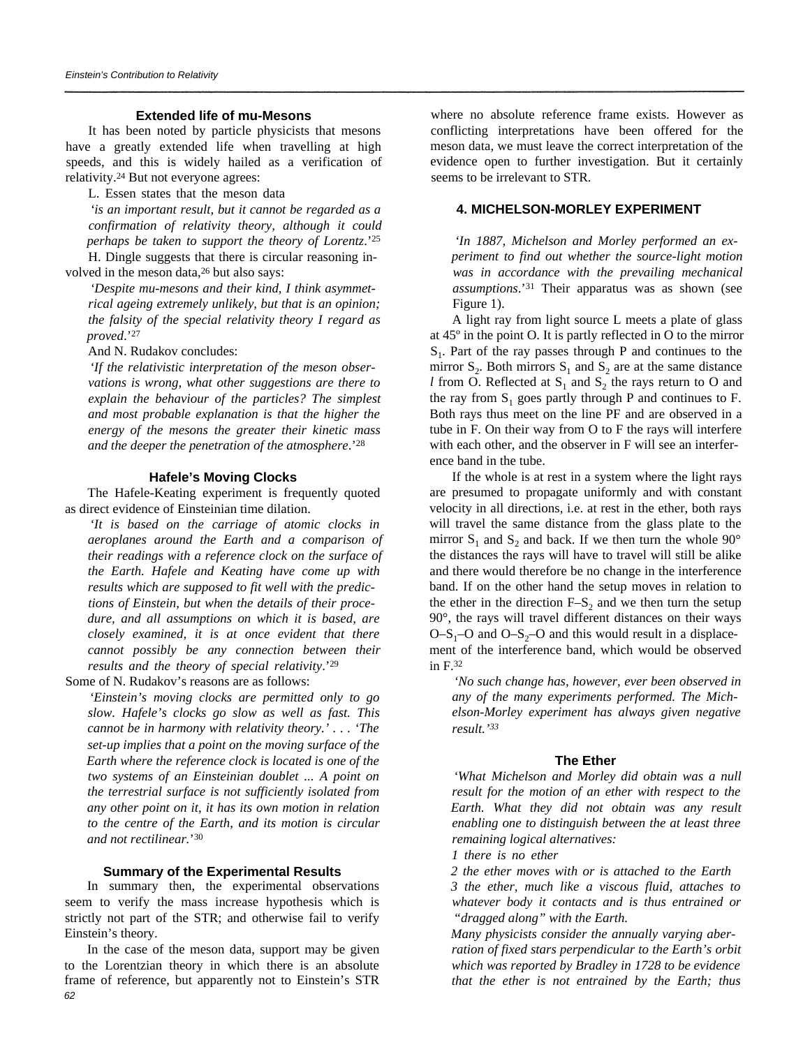### Extended life of mu-Mesons

It has been noted by particle physicists that mesons have a greatly extended life when travelling at high speeds, and this is widely hailed as a verification of relativity.[24] But not everyone agrees:

L. Essen states that the meson data

> *'is an important result, but it cannot be regarded as a confirmation of relativity theory, although it could perhaps be taken to support the theory of Lorentz.*'[25]

H. Dingle suggests that there is circular reasoning involved in the meson data,[26] but also says:

> *'Despite mu-mesons and their kind, I think asymmetrical ageing extremely unlikely, but that is an opinion; the falsity of the special relativity theory I regard as proved*.'[27]

And N. Rudakov concludes:

> *'If the relativistic interpretation of the meson observations is wrong, what other suggestions are there to explain the behaviour of the particles? The simplest and most probable explanation is that the higher the energy of the mesons the greater their kinetic mass and the deeper the penetration of the atmosphere*.'[28]

### Hafele's Moving Clocks

The Hafele-Keating experiment is frequently quoted as direct evidence of Einsteinian time dilation.

> *'It is based on the carriage of atomic clocks in aeroplanes around the Earth and a comparison of their readings with a reference clock on the surface of the Earth. Hafele and Keating have come up with results which are supposed to fit well with the predictions of Einstein, but when the details of their procedure, and all assumptions on which it is based, are closely examined, it is at once evident that there cannot possibly be any connection between their results and the theory of special relativity*.'[29]

Some of N. Rudakov's reasons are as follows:

> *'Einstein's moving clocks are permitted only to go slow. Hafele's clocks go slow as well as fast. This cannot be in harmony with relativity theory.*' . . . *'The set-up implies that a point on the moving surface of the Earth where the reference clock is located is one of the two systems of an Einsteinian doublet ... A point on the terrestrial surface is not sufficiently isolated from any other point on it, it has its own motion in relation to the centre of the Earth, and its motion is circular and not rectilinear.*'[30]

### Summary of the Experimental Results

In summary then, the experimental observations seem to verify the mass increase hypothesis which is strictly not part of the STR; and otherwise fail to verify Einstein's theory.

In the case of the meson data, support may be given to the Lorentzian theory in which there is an absolute frame of reference, but apparently not to Einstein's STR where no absolute reference frame exists. However as conflicting interpretations have been offered for the meson data, we must leave the correct interpretation of the evidence open to further investigation. But it certainly seems to be irrelevant to STR.

## 4. MICHELSON-MORLEY EXPERIMENT

*'In 1887, Michelson and Morley performed an experiment to find out whether the source-light motion was in accordance with the prevailing mechanical assumptions*.'[31] Their apparatus was as shown (see Figure 1).

A light ray from light source L meets a plate of glass at 45º in the point O. It is partly reflected in O to the mirror $S_1$. Part of the ray passes through P and continues to the mirror $S_2$. Both mirrors $S_1$ and $S_2$ are at the same distance *l* from O. Reflected at $S_1$ and $S_2$ the rays return to O and the ray from $S_1$ goes partly through P and continues to F. Both rays thus meet on the line PF and are observed in a tube in F. On their way from O to F the rays will interfere with each other, and the observer in F will see an interference band in the tube.

If the whole is at rest in a system where the light rays are presumed to propagate uniformly and with constant velocity in all directions, i.e. at rest in the ether, both rays will travel the same distance from the glass plate to the mirror $S_1$ and $S_2$ and back. If we then turn the whole 90° the distances the rays will have to travel will still be alike and there would therefore be no change in the interference band. If on the other hand the setup moves in relation to the ether in the direction F–$S_2$ and we then turn the setup 90°, the rays will travel different distances on their ways O–$S_1$–O and O–$S_2$–O and this would result in a displacement of the interference band, which would be observed in F.[32]

> *'No such change has, however, ever been observed in any of the many experiments performed. The Michelson-Morley experiment has always given negative result.'*[33]

### The Ether

> *'What Michelson and Morley did obtain was a null result for the motion of an ether with respect to the Earth. What they did not obtain was any result enabling one to distinguish between the at least three remaining logical alternatives:*
>
> *1 there is no ether*
>
> *2 the ether moves with or is attached to the Earth*
>
> *3 the ether, much like a viscous fluid, attaches to whatever body it contacts and is thus entrained or "dragged along" with the Earth.*
>
> *Many physicists consider the annually varying aberration of fixed stars perpendicular to the Earth's orbit which was reported by Bradley in 1728 to be evidence that the ether is not entrained by the Earth; thus*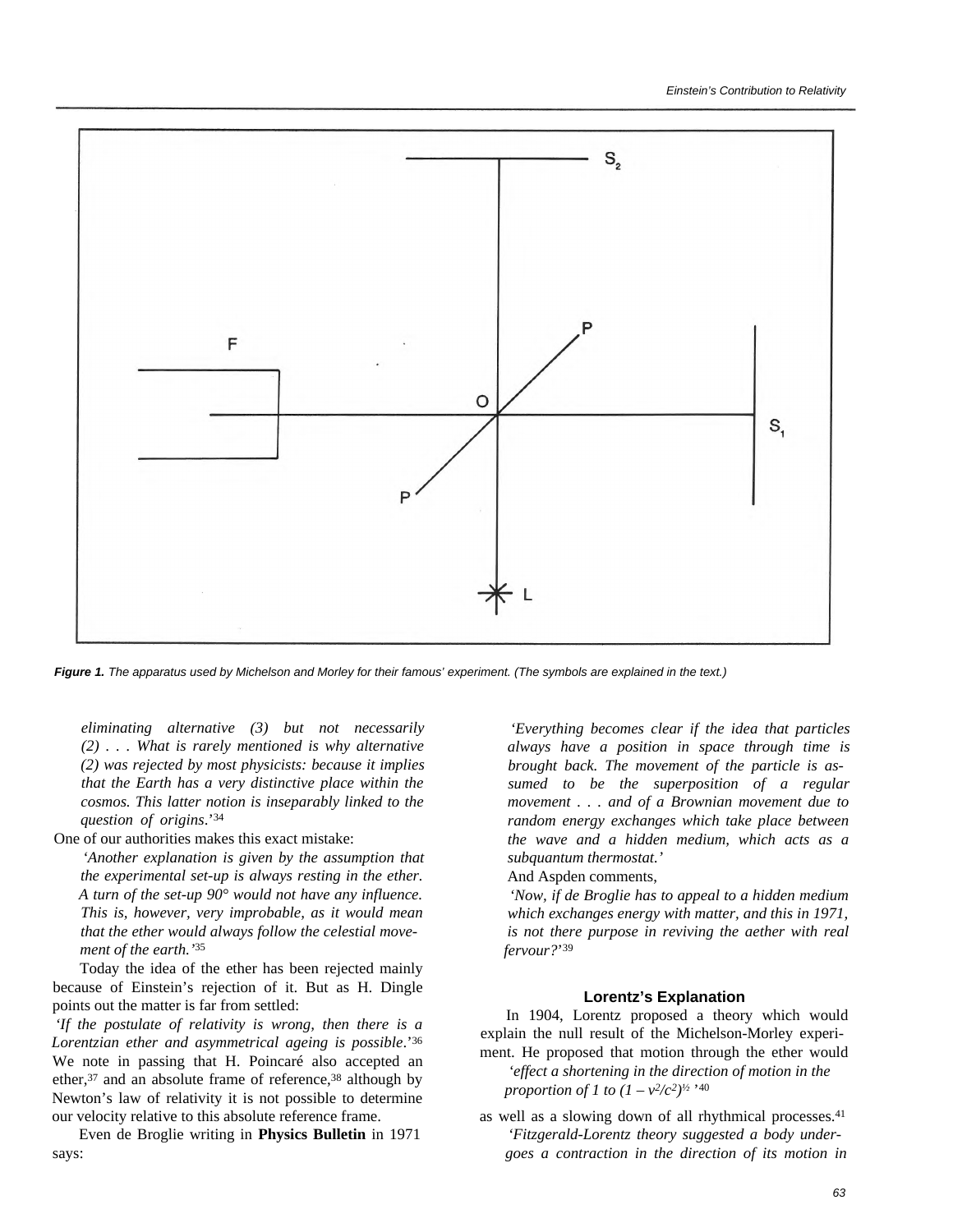*Figure 1. The apparatus used by Michelson and Morley for their famous' experiment. (The symbols are explained in the text.)*

> *eliminating alternative (3) but not necessarily (2) . . . What is rarely mentioned is why alternative (2) was rejected by most physicists: because it implies that the Earth has a very distinctive place within the cosmos. This latter notion is inseparably linked to the question of origins*.'[34]

One of our authorities makes this exact mistake:

> *'Another explanation is given by the assumption that the experimental set-up is always resting in the ether. A turn of the set-up 90° would not have any influence. This is, however, very improbable, as it would mean that the ether would always follow the celestial movement of the earth.'*[35]

Today the idea of the ether has been rejected mainly because of Einstein's rejection of it. But as H. Dingle points out the matter is far from settled:

*'If the postulate of relativity is wrong, then there is a Lorentzian ether and asymmetrical ageing is possible*.'[36] We note in passing that H. Poincaré also accepted an ether,[37] and an absolute frame of reference,[38] although by Newton's law of relativity it is not possible to determine our velocity relative to this absolute reference frame.

Even de Broglie writing in **Physics Bulletin** in 1971 says:

> *'Everything becomes clear if the idea that particles always have a position in space through time is brought back. The movement of the particle is assumed to be the superposition of a regular movement . . . and of a Brownian movement due to random energy exchanges which take place between the wave and a hidden medium, which acts as a subquantum thermostat.'*

And Aspden comments,

> *'Now, if de Broglie has to appeal to a hidden medium which exchanges energy with matter, and this in 1971, is not there purpose in reviving the aether with real fervour?'*[39]

## Lorentz's Explanation

In 1904, Lorentz proposed a theory which would explain the null result of the Michelson-Morley experiment. He proposed that motion through the ether would

> *'effect a shortening in the direction of motion in the proportion of 1 to* $(1 - v^2/c^2)^{1/2}$ *'*[40]

as well as a slowing down of all rhythmical processes.[41]

> *'Fitzgerald-Lorentz theory suggested a body undergoes a contraction in the direction of its motion in*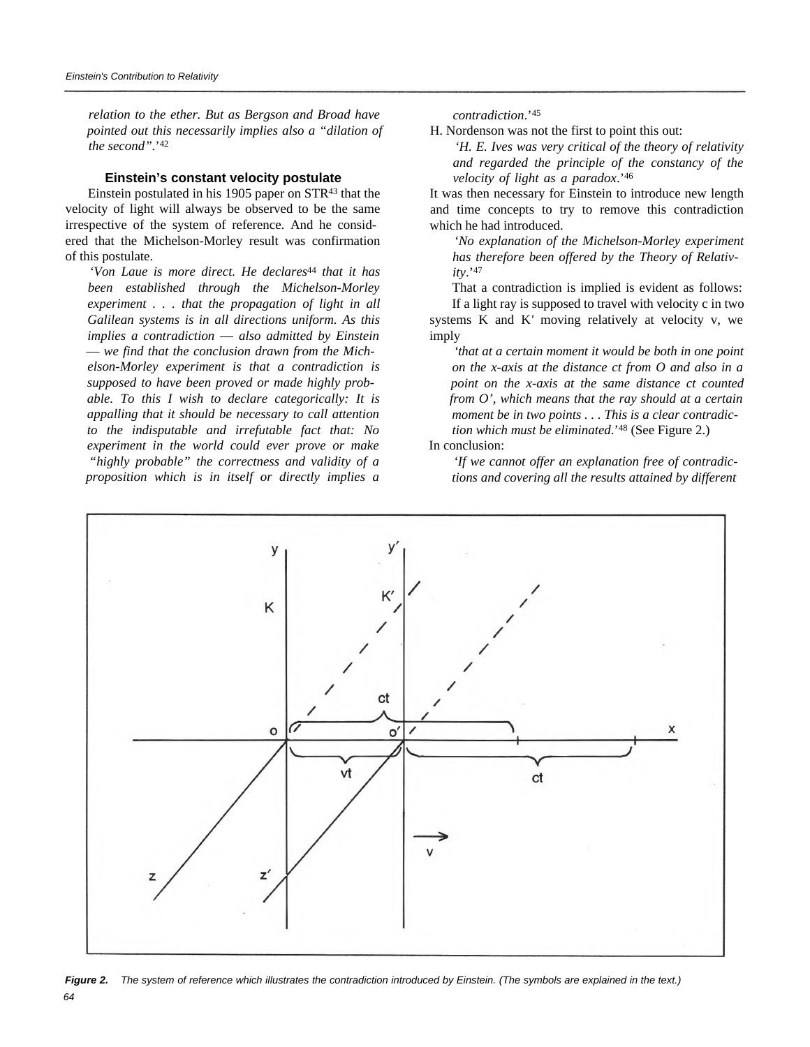*relation to the ether. But as Bergson and Broad have pointed out this necessarily implies also a "dilation of the second".'*[42]

### Einstein's constant velocity postulate

Einstein postulated in his 1905 paper on STR[43] that the velocity of light will always be observed to be the same irrespective of the system of reference. And he considered that the Michelson-Morley result was confirmation of this postulate.

> *'Von Laue is more direct. He declares*[44] *that it has been established through the Michelson-Morley experiment . . . that the propagation of light in all Galilean systems is in all directions uniform. As this implies a contradiction — also admitted by Einstein — we find that the conclusion drawn from the Michelson-Morley experiment is that a contradiction is supposed to have been proved or made highly probable. To this I wish to declare categorically: It is appalling that it should be necessary to call attention to the indisputable and irrefutable fact that: No experiment in the world could ever prove or make "highly probable" the correctness and validity of a proposition which is in itself or directly implies a contradiction.*'[45]

H. Nordenson was not the first to point this out:

> *'H. E. Ives was very critical of the theory of relativity and regarded the principle of the constancy of the velocity of light as a paradox.*'[46]

It was then necessary for Einstein to introduce new length and time concepts to try to remove this contradiction which he had introduced.

> *'No explanation of the Michelson-Morley experiment has therefore been offered by the Theory of Relativity.*'[47]

That a contradiction is implied is evident as follows:

If a light ray is supposed to travel with velocity c in two systems K and K′ moving relatively at velocity v, we imply

> *'that at a certain moment it would be both in one point on the x-axis at the distance ct from O and also in a point on the x-axis at the same distance ct counted from O', which means that the ray should at a certain moment be in two points . . . This is a clear contradiction which must be eliminated.*'[48] (See Figure 2.)

In conclusion:

> *'If we cannot offer an explanation free of contradictions and covering all the results attained by different*

***Figure 2.*** *The system of reference which illustrates the contradiction introduced by Einstein. (The symbols are explained in the text.)*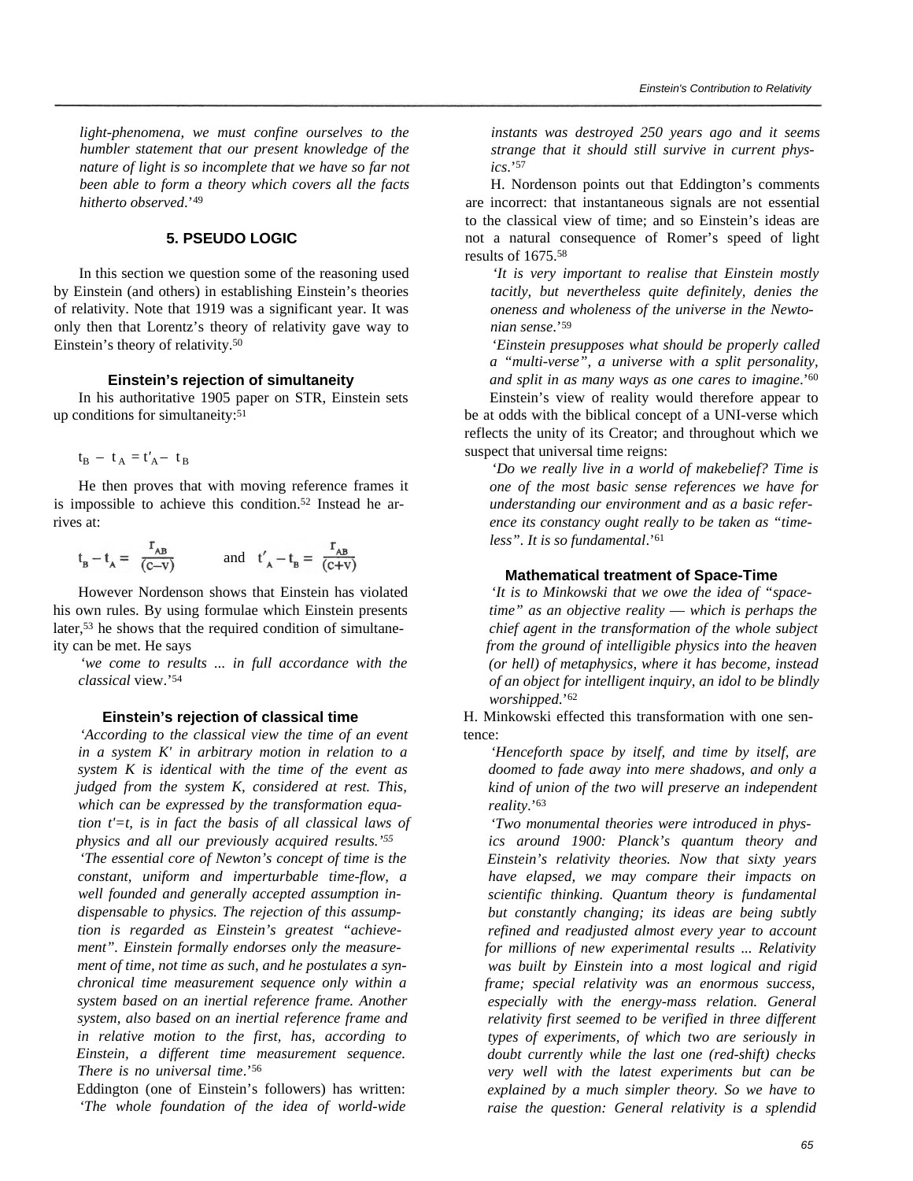*light-phenomena, we must confine ourselves to the humbler statement that our present knowledge of the nature of light is so incomplete that we have so far not been able to form a theory which covers all the facts hitherto observed*.'[49]

## 5. PSEUDO LOGIC

In this section we question some of the reasoning used by Einstein (and others) in establishing Einstein's theories of relativity. Note that 1919 was a significant year. It was only then that Lorentz's theory of relativity gave way to Einstein's theory of relativity.[50]

### Einstein's rejection of simultaneity

In his authoritative 1905 paper on STR, Einstein sets up conditions for simultaneity:[51]

$$t_B - t_A = t'_A - t_B$$

He then proves that with moving reference frames it is impossible to achieve this condition.[52] Instead he arrives at:

$$t_B - t_A = \frac{r_{AB}}{(c-v)} \quad \text{and} \quad t'_A - t_B = \frac{r_{AB}}{(c+v)}$$

However Nordenson shows that Einstein has violated his own rules. By using formulae which Einstein presents later,[53] he shows that the required condition of simultaneity can be met. He says

'*we come to results ... in full accordance with the classical* view.'[54]

### Einstein's rejection of classical time

'*According to the classical view the time of an event in a system K' in arbitrary motion in relation to a system K is identical with the time of the event as judged from the system K, considered at rest. This, which can be expressed by the transformation equation t'=t, is in fact the basis of all classical laws of physics and all our previously acquired results.'*[55]

'*The essential core of Newton's concept of time is the constant, uniform and imperturbable time-flow, a well founded and generally accepted assumption indispensable to physics. The rejection of this assumption is regarded as Einstein's greatest "achievement". Einstein formally endorses only the measurement of time, not time as such, and he postulates a synchronical time measurement sequence only within a system based on an inertial reference frame. Another system, also based on an inertial reference frame and in relative motion to the first, has, according to Einstein, a different time measurement sequence. There is no universal time*.'[56]

Eddington (one of Einstein's followers) has written: '*The whole foundation of the idea of world-wide instants was destroyed 250 years ago and it seems strange that it should still survive in current physics*.'[57]

H. Nordenson points out that Eddington's comments are incorrect: that instantaneous signals are not essential to the classical view of time; and so Einstein's ideas are not a natural consequence of Romer's speed of light results of 1675.[58]

'*It is very important to realise that Einstein mostly tacitly, but nevertheless quite definitely, denies the oneness and wholeness of the universe in the Newtonian sense*.'[59]

'*Einstein presupposes what should be properly called a "multi-verse", a universe with a split personality, and split in as many ways as one cares to imagine*.'[60]

Einstein's view of reality would therefore appear to be at odds with the biblical concept of a UNI-verse which reflects the unity of its Creator; and throughout which we suspect that universal time reigns:

'*Do we really live in a world of makebelief? Time is one of the most basic sense references we have for understanding our environment and as a basic reference its constancy ought really to be taken as "timeless". It is so fundamental*.'[61]

### Mathematical treatment of Space-Time

'*It is to Minkowski that we owe the idea of "space-time" as an objective reality — which is perhaps the chief agent in the transformation of the whole subject from the ground of intelligible physics into the heaven (or hell) of metaphysics, where it has become, instead of an object for intelligent inquiry, an idol to be blindly worshipped*.'[62]

H. Minkowski effected this transformation with one sentence:

'*Henceforth space by itself, and time by itself, are doomed to fade away into mere shadows, and only a kind of union of the two will preserve an independent reality*.'[63]

'*Two monumental theories were introduced in physics around 1900: Planck's quantum theory and Einstein's relativity theories. Now that sixty years have elapsed, we may compare their impacts on scientific thinking. Quantum theory is fundamental but constantly changing; its ideas are being subtly refined and readjusted almost every year to account for millions of new experimental results ... Relativity was built by Einstein into a most logical and rigid frame; special relativity was an enormous success, especially with the energy-mass relation. General relativity first seemed to be verified in three different types of experiments, of which two are seriously in doubt currently while the last one (red-shift) checks very well with the latest experiments but can be explained by a much simpler theory. So we have to raise the question: General relativity is a splendid*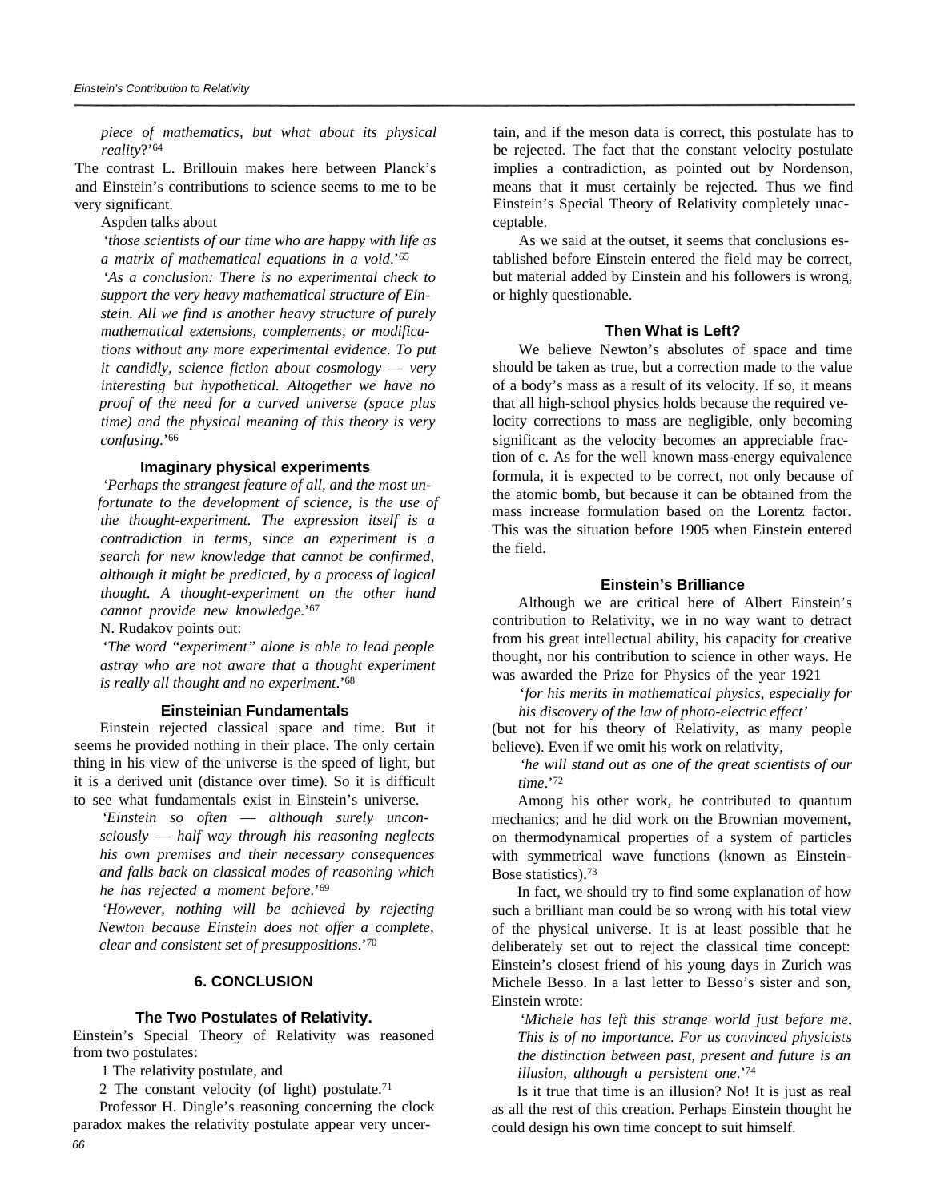*piece of mathematics, but what about its physical reality*?'[64]

The contrast L. Brillouin makes here between Planck's and Einstein's contributions to science seems to me to be very significant.

Aspden talks about

> '*those scientists of our time who are happy with life as a matrix of mathematical equations in a void*.'[65]

> '*As a conclusion: There is no experimental check to support the very heavy mathematical structure of Einstein. All we find is another heavy structure of purely mathematical extensions, complements, or modifications without any more experimental evidence. To put it candidly, science fiction about cosmology — very interesting but hypothetical. Altogether we have no proof of the need for a curved universe (space plus time) and the physical meaning of this theory is very confusing*.'[66]

### Imaginary physical experiments

> '*Perhaps the strangest feature of all, and the most unfortunate to the development of science, is the use of the thought-experiment. The expression itself is a contradiction in terms, since an experiment is a search for new knowledge that cannot be confirmed, although it might be predicted, by a process of logical thought. A thought-experiment on the other hand cannot provide new knowledge*.'[67]

N. Rudakov points out:

> '*The word "experiment" alone is able to lead people astray who are not aware that a thought experiment is really all thought and no experiment*.'[68]

### Einsteinian Fundamentals

Einstein rejected classical space and time. But it seems he provided nothing in their place. The only certain thing in his view of the universe is the speed of light, but it is a derived unit (distance over time). So it is difficult to see what fundamentals exist in Einstein's universe.

> '*Einstein so often — although surely unconsciously — half way through his reasoning neglects his own premises and their necessary consequences and falls back on classical modes of reasoning which he has rejected a moment before*.'[69]

> '*However, nothing will be achieved by rejecting Newton because Einstein does not offer a complete, clear and consistent set of presuppositions*.'[70]

## 6. CONCLUSION

### The Two Postulates of Relativity.

Einstein's Special Theory of Relativity was reasoned from two postulates:

1 The relativity postulate, and

2 The constant velocity (of light) postulate.[71]

Professor H. Dingle's reasoning concerning the clock paradox makes the relativity postulate appear very uncertain, and if the meson data is correct, this postulate has to be rejected. The fact that the constant velocity postulate implies a contradiction, as pointed out by Nordenson, means that it must certainly be rejected. Thus we find Einstein's Special Theory of Relativity completely unacceptable.

As we said at the outset, it seems that conclusions established before Einstein entered the field may be correct, but material added by Einstein and his followers is wrong, or highly questionable.

### Then What is Left?

We believe Newton's absolutes of space and time should be taken as true, but a correction made to the value of a body's mass as a result of its velocity. If so, it means that all high-school physics holds because the required velocity corrections to mass are negligible, only becoming significant as the velocity becomes an appreciable fraction of c. As for the well known mass-energy equivalence formula, it is expected to be correct, not only because of the atomic bomb, but because it can be obtained from the mass increase formulation based on the Lorentz factor. This was the situation before 1905 when Einstein entered the field.

### Einstein's Brilliance

Although we are critical here of Albert Einstein's contribution to Relativity, we in no way want to detract from his great intellectual ability, his capacity for creative thought, nor his contribution to science in other ways. He was awarded the Prize for Physics of the year 1921

> '*for his merits in mathematical physics, especially for his discovery of the law of photo-electric effect*'

(but not for his theory of Relativity, as many people believe). Even if we omit his work on relativity,

> '*he will stand out as one of the great scientists of our time*.'[72]

Among his other work, he contributed to quantum mechanics; and he did work on the Brownian movement, on thermodynamical properties of a system of particles with symmetrical wave functions (known as Einstein-Bose statistics).[73]

In fact, we should try to find some explanation of how such a brilliant man could be so wrong with his total view of the physical universe. It is at least possible that he deliberately set out to reject the classical time concept: Einstein's closest friend of his young days in Zurich was Michele Besso. In a last letter to Besso's sister and son, Einstein wrote:

> '*Michele has left this strange world just before me. This is of no importance. For us convinced physicists the distinction between past, present and future is an illusion, although a persistent one*.'[74]

Is it true that time is an illusion? No! It is just as real as all the rest of this creation. Perhaps Einstein thought he could design his own time concept to suit himself.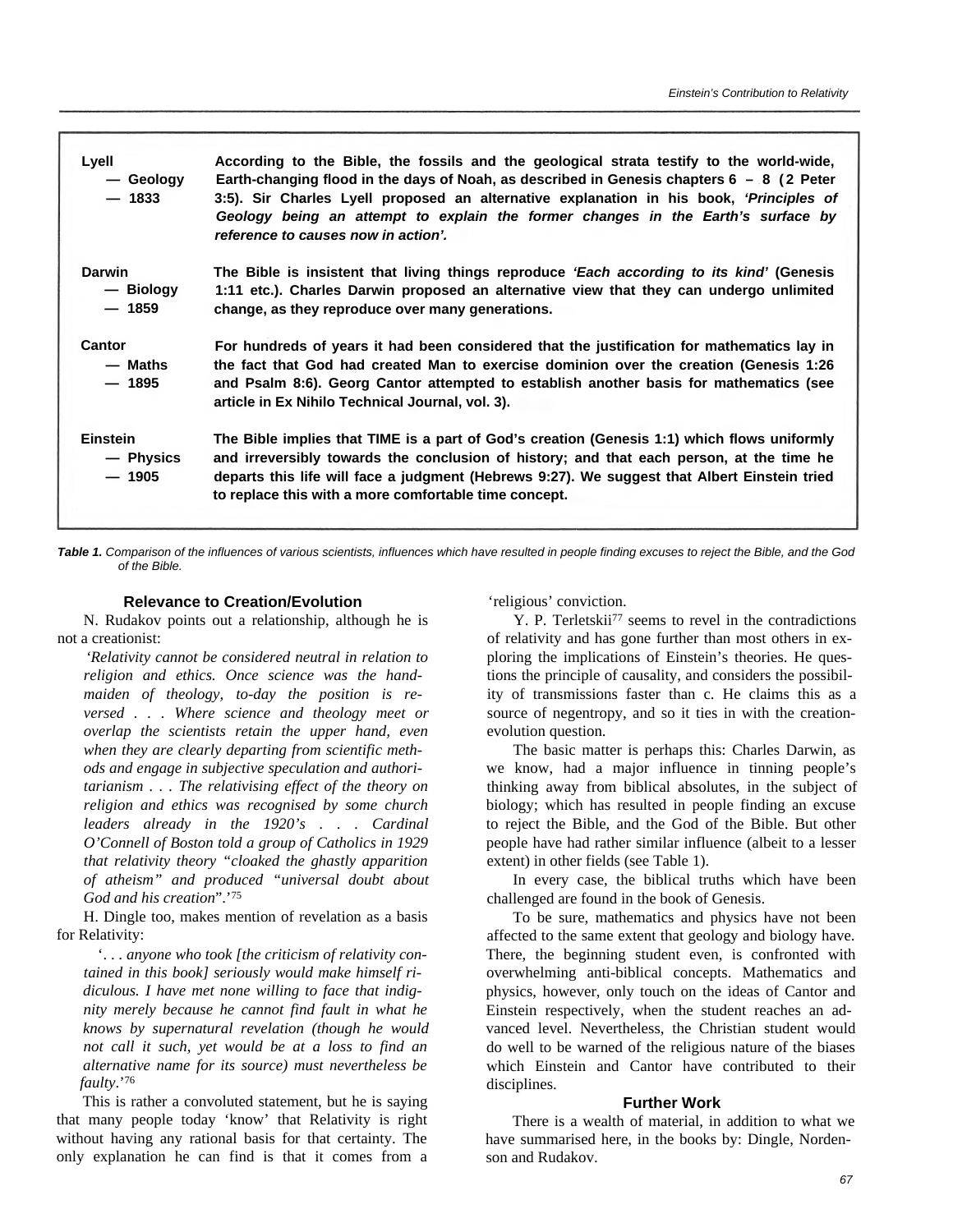| | |
|---|---|
| **Lyell — Geology — 1833** | **According to the Bible, the fossils and the geological strata testify to the world-wide, Earth-changing flood in the days of Noah, as described in Genesis chapters 6 – 8 (2 Peter 3:5). Sir Charles Lyell proposed an alternative explanation in his book, *'Principles of Geology being an attempt to explain the former changes in the Earth's surface by reference to causes now in action'*.** |
| **Darwin — Biology — 1859** | **The Bible is insistent that living things reproduce *'Each according to its kind'* (Genesis 1:11 etc.). Charles Darwin proposed an alternative view that they can undergo unlimited change, as they reproduce over many generations.** |
| **Cantor — Maths — 1895** | **For hundreds of years it had been considered that the justification for mathematics lay in the fact that God had created Man to exercise dominion over the creation (Genesis 1:26 and Psalm 8:6). Georg Cantor attempted to establish another basis for mathematics (see article in Ex Nihilo Technical Journal, vol. 3).** |
| **Einstein — Physics — 1905** | **The Bible implies that TIME is a part of God's creation (Genesis 1:1) which flows uniformly and irreversibly towards the conclusion of history; and that each person, at the time he departs this life will face a judgment (Hebrews 9:27). We suggest that Albert Einstein tried to replace this with a more comfortable time concept.** |

***Table 1.*** *Comparison of the influences of various scientists, influences which have resulted in people finding excuses to reject the Bible, and the God of the Bible.*

### Relevance to Creation/Evolution

N. Rudakov points out a relationship, although he is not a creationist:

> *'Relativity cannot be considered neutral in relation to religion and ethics. Once science was the handmaiden of theology, to-day the position is reversed . . . Where science and theology meet or overlap the scientists retain the upper hand, even when they are clearly departing from scientific methods and engage in subjective speculation and authoritarianism . . . The relativising effect of the theory on religion and ethics was recognised by some church leaders already in the 1920's . . . Cardinal O'Connell of Boston told a group of Catholics in 1929 that relativity theory "cloaked the ghastly apparition of atheism" and produced "universal doubt about God and his creation".'*[75]

H. Dingle too, makes mention of revelation as a basis for Relativity:

> *'. . . anyone who took [the criticism of relativity contained in this book] seriously would make himself ridiculous. I have met none willing to face that indignity merely because he cannot find fault in what he knows by supernatural revelation (though he would not call it such, yet would be at a loss to find an alternative name for its source) must nevertheless be faulty.'*[76]

This is rather a convoluted statement, but he is saying that many people today 'know' that Relativity is right without having any rational basis for that certainty. The only explanation he can find is that it comes from a 'religious' conviction.

Y. P. Terletskii[77] seems to revel in the contradictions of relativity and has gone further than most others in exploring the implications of Einstein's theories. He questions the principle of causality, and considers the possibility of transmissions faster than c. He claims this as a source of negentropy, and so it ties in with the creation-evolution question.

The basic matter is perhaps this: Charles Darwin, as we know, had a major influence in tinning people's thinking away from biblical absolutes, in the subject of biology; which has resulted in people finding an excuse to reject the Bible, and the God of the Bible. But other people have had rather similar influence (albeit to a lesser extent) in other fields (see Table 1).

In every case, the biblical truths which have been challenged are found in the book of Genesis.

To be sure, mathematics and physics have not been affected to the same extent that geology and biology have. There, the beginning student even, is confronted with overwhelming anti-biblical concepts. Mathematics and physics, however, only touch on the ideas of Cantor and Einstein respectively, when the student reaches an advanced level. Nevertheless, the Christian student would do well to be warned of the religious nature of the biases which Einstein and Cantor have contributed to their disciplines.

### Further Work

There is a wealth of material, in addition to what we have summarised here, in the books by: Dingle, Nordenson and Rudakov.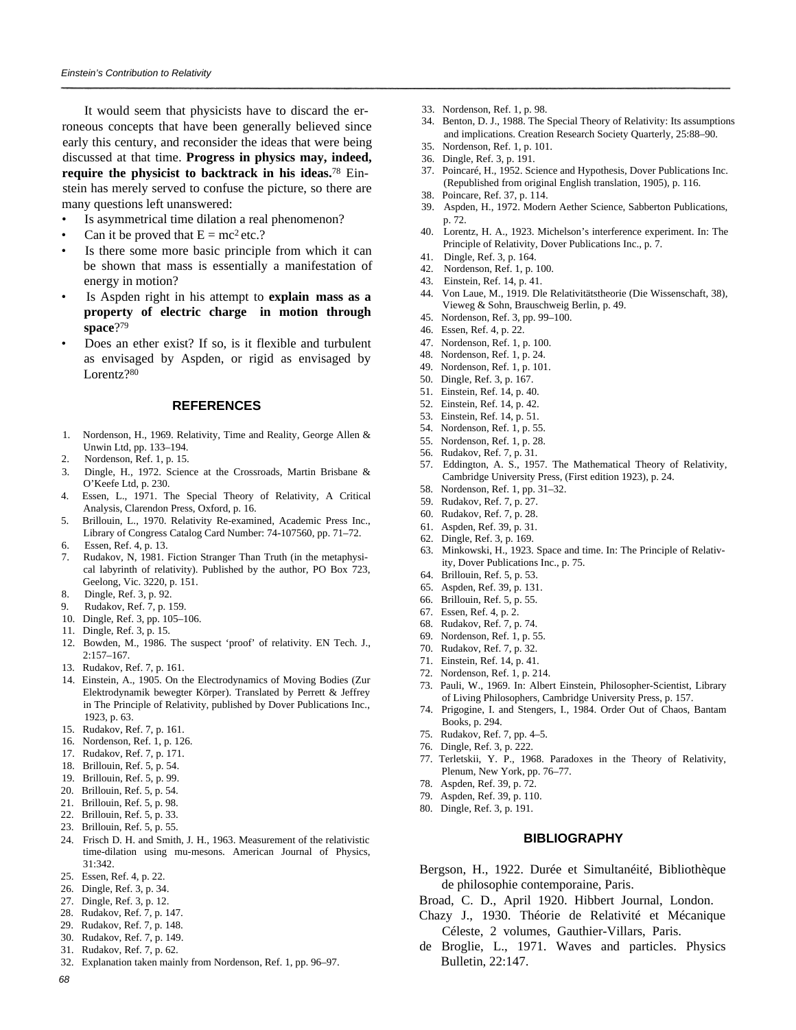It would seem that physicists have to discard the erroneous concepts that have been generally believed since early this century, and reconsider the ideas that were being discussed at that time. **Progress in physics may, indeed, require the physicist to backtrack in his ideas.**[78] Einstein has merely served to confuse the picture, so there are many questions left unanswered:

- Is asymmetrical time dilation a real phenomenon?
- Can it be proved that $E = mc^2$ etc.?
- Is there some more basic principle from which it can be shown that mass is essentially a manifestation of energy in motion?
- Is Aspden right in his attempt to **explain mass as a property of electric charge in motion through space**?[79]
- Does an ether exist? If so, is it flexible and turbulent as envisaged by Aspden, or rigid as envisaged by Lorentz?[80]

## REFERENCES

1. Nordenson, H., 1969. Relativity, Time and Reality, George Allen & Unwin Ltd, pp. 133–194.
2. Nordenson, Ref. 1, p. 15.
3. Dingle, H., 1972. Science at the Crossroads, Martin Brisbane & O'Keefe Ltd, p. 230.
4. Essen, L., 1971. The Special Theory of Relativity, A Critical Analysis, Clarendon Press, Oxford, p. 16.
5. Brillouin, L., 1970. Relativity Re-examined, Academic Press Inc., Library of Congress Catalog Card Number: 74-107560, pp. 71–72.
6. Essen, Ref. 4, p. 13.
7. Rudakov, N, 1981. Fiction Stranger Than Truth (in the metaphysical labyrinth of relativity). Published by the author, PO Box 723, Geelong, Vic. 3220, p. 151.
8. Dingle, Ref. 3, p. 92.
9. Rudakov, Ref. 7, p. 159.
10. Dingle, Ref. 3, pp. 105–106.
11. Dingle, Ref. 3, p. 15.
12. Bowden, M., 1986. The suspect 'proof' of relativity. EN Tech. J., 2:157–167.
13. Rudakov, Ref. 7, p. 161.
14. Einstein, A., 1905. On the Electrodynamics of Moving Bodies (Zur Elektrodynamik bewegter Körper). Translated by Perrett & Jeffrey in The Principle of Relativity, published by Dover Publications Inc., 1923, p. 63.
15. Rudakov, Ref. 7, p. 161.
16. Nordenson, Ref. 1, p. 126.
17. Rudakov, Ref. 7, p. 171.
18. Brillouin, Ref. 5, p. 54.
19. Brillouin, Ref. 5, p. 99.
20. Brillouin, Ref. 5, p. 54.
21. Brillouin, Ref. 5, p. 98.
22. Brillouin, Ref. 5, p. 33.
23. Brillouin, Ref. 5, p. 55.
24. Frisch D. H. and Smith, J. H., 1963. Measurement of the relativistic time-dilation using mu-mesons. American Journal of Physics, 31:342.
25. Essen, Ref. 4, p. 22.
26. Dingle, Ref. 3, p. 34.
27. Dingle, Ref. 3, p. 12.
28. Rudakov, Ref. 7, p. 147.
29. Rudakov, Ref. 7, p. 148.
30. Rudakov, Ref. 7, p. 149.
31. Rudakov, Ref. 7, p. 62.
32. Explanation taken mainly from Nordenson, Ref. 1, pp. 96–97.
33. Nordenson, Ref. 1, p. 98.
34. Benton, D. J., 1988. The Special Theory of Relativity: Its assumptions and implications. Creation Research Society Quarterly, 25:88–90.
35. Nordenson, Ref. 1, p. 101.
36. Dingle, Ref. 3, p. 191.
37. Poincaré, H., 1952. Science and Hypothesis, Dover Publications Inc. (Republished from original English translation, 1905), p. 116.
38. Poincare, Ref. 37, p. 114.
39. Aspden, H., 1972. Modern Aether Science, Sabberton Publications, p. 72.
40. Lorentz, H. A., 1923. Michelson's interference experiment. In: The Principle of Relativity, Dover Publications Inc., p. 7.
41. Dingle, Ref. 3, p. 164.
42. Nordenson, Ref. 1, p. 100.
43. Einstein, Ref. 14, p. 41.
44. Von Laue, M., 1919. Dle Relativitätstheorie (Die Wissenschaft, 38), Vieweg & Sohn, Brauschweig Berlin, p. 49.
45. Nordenson, Ref. 3, pp. 99–100.
46. Essen, Ref. 4, p. 22.
47. Nordenson, Ref. 1, p. 100.
48. Nordenson, Ref. 1, p. 24.
49. Nordenson, Ref. 1, p. 101.
50. Dingle, Ref. 3, p. 167.
51. Einstein, Ref. 14, p. 40.
52. Einstein, Ref. 14, p. 42.
53. Einstein, Ref. 14, p. 51.
54. Nordenson, Ref. 1, p. 55.
55. Nordenson, Ref. 1, p. 28.
56. Rudakov, Ref. 7, p. 31.
57. Eddington, A. S., 1957. The Mathematical Theory of Relativity, Cambridge University Press, (First edition 1923), p. 24.
58. Nordenson, Ref. 1, pp. 31–32.
59. Rudakov, Ref. 7, p. 27.
60. Rudakov, Ref. 7, p. 28.
61. Aspden, Ref. 39, p. 31.
62. Dingle, Ref. 3, p. 169.
63. Minkowski, H., 1923. Space and time. In: The Principle of Relativity, Dover Publications Inc., p. 75.
64. Brillouin, Ref. 5, p. 53.
65. Aspden, Ref. 39, p. 131.
66. Brillouin, Ref. 5, p. 55.
67. Essen, Ref. 4, p. 2.
68. Rudakov, Ref. 7, p. 74.
69. Nordenson, Ref. 1, p. 55.
70. Rudakov, Ref. 7, p. 32.
71. Einstein, Ref. 14, p. 41.
72. Nordenson, Ref. 1, p. 214.
73. Pauli, W., 1969. In: Albert Einstein, Philosopher-Scientist, Library of Living Philosophers, Cambridge University Press, p. 157.
74. Prigogine, I. and Stengers, I., 1984. Order Out of Chaos, Bantam Books, p. 294.
75. Rudakov, Ref. 7, pp. 4–5.
76. Dingle, Ref. 3, p. 222.
77. Terletskii, Y. P., 1968. Paradoxes in the Theory of Relativity, Plenum, New York, pp. 76–77.
78. Aspden, Ref. 39, p. 72.
79. Aspden, Ref. 39, p. 110.
80. Dingle, Ref. 3, p. 191.

## BIBLIOGRAPHY

Bergson, H., 1922. Durée et Simultanéité, Bibliothèque de philosophie contemporaine, Paris.

Broad, C. D., April 1920. Hibbert Journal, London.

Chazy J., 1930. Théorie de Relativité et Mécanique Céleste, 2 volumes, Gauthier-Villars, Paris.

de Broglie, L., 1971. Waves and particles. Physics Bulletin, 22:147.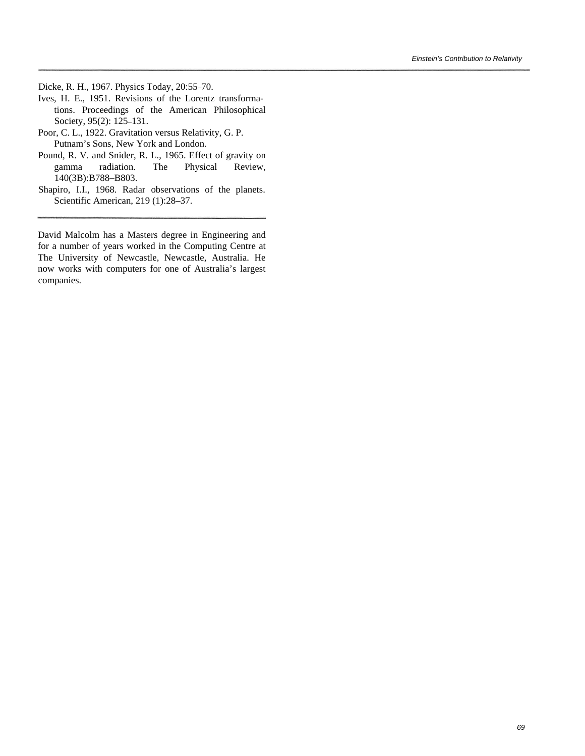Dicke, R. H., 1967. Physics Today, 20:55–70.

Ives, H. E., 1951. Revisions of the Lorentz transformations. Proceedings of the American Philosophical Society, 95(2): 125–131.

Poor, C. L., 1922. Gravitation versus Relativity, G. P. Putnam's Sons, New York and London.

Pound, R. V. and Snider, R. L., 1965. Effect of gravity on gamma radiation. The Physical Review, 140(3B):B788–B803.

Shapiro, I.I., 1968. Radar observations of the planets. Scientific American, 219 (1):28–37.

---

David Malcolm has a Masters degree in Engineering and for a number of years worked in the Computing Centre at The University of Newcastle, Newcastle, Australia. He now works with computers for one of Australia's largest companies.